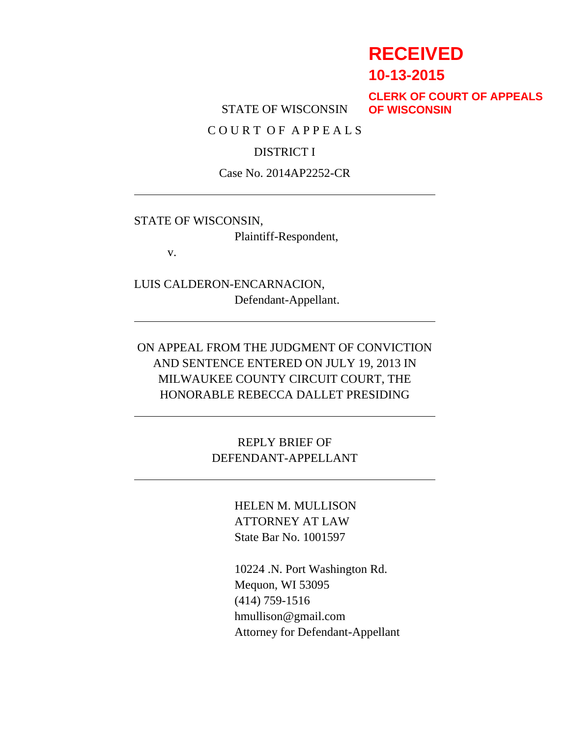**RECEIVED**
**10-13-2015**
**CLERK OF COURT OF APPEALS OF WISCONSIN**

STATE OF WISCONSIN

C O U R T O F A P P E A L S

DISTRICT I

Case No. 2014AP2252-CR

---

STATE OF WISCONSIN,
Plaintiff-Respondent,

v.

LUIS CALDERON-ENCARNACION,
Defendant-Appellant.

---

ON APPEAL FROM THE JUDGMENT OF CONVICTION AND SENTENCE ENTERED ON JULY 19, 2013 IN MILWAUKEE COUNTY CIRCUIT COURT, THE HONORABLE REBECCA DALLET PRESIDING

---

REPLY BRIEF OF
DEFENDANT-APPELLANT

---

HELEN M. MULLISON
ATTORNEY AT LAW
State Bar No. 1001597

10224 .N. Port Washington Rd.
Mequon, WI 53095
(414) 759-1516
hmullison@gmail.com
Attorney for Defendant-Appellant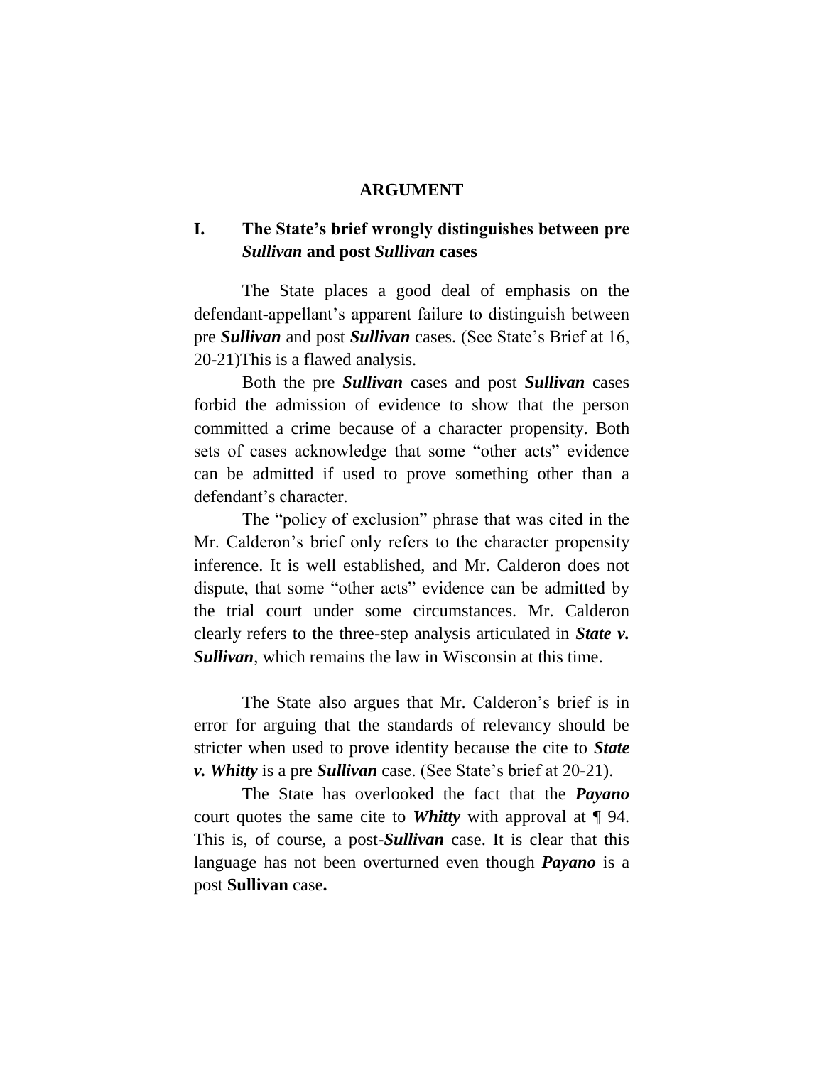# ARGUMENT

## I. The State's brief wrongly distinguishes between pre *Sullivan* and post *Sullivan* cases

The State places a good deal of emphasis on the defendant-appellant's apparent failure to distinguish between pre ***Sullivan*** and post ***Sullivan*** cases. (See State's Brief at 16, 20-21)This is a flawed analysis.

Both the pre ***Sullivan*** cases and post ***Sullivan*** cases forbid the admission of evidence to show that the person committed a crime because of a character propensity. Both sets of cases acknowledge that some "other acts" evidence can be admitted if used to prove something other than a defendant's character.

The "policy of exclusion" phrase that was cited in the Mr. Calderon's brief only refers to the character propensity inference. It is well established, and Mr. Calderon does not dispute, that some "other acts" evidence can be admitted by the trial court under some circumstances. Mr. Calderon clearly refers to the three-step analysis articulated in ***State v. Sullivan***, which remains the law in Wisconsin at this time.

The State also argues that Mr. Calderon's brief is in error for arguing that the standards of relevancy should be stricter when used to prove identity because the cite to ***State v. Whitty*** is a pre ***Sullivan*** case. (See State's brief at 20-21).

The State has overlooked the fact that the ***Payano*** court quotes the same cite to ***Whitty*** with approval at ¶ 94. This is, of course, a post-***Sullivan*** case. It is clear that this language has not been overturned even though ***Payano*** is a post **Sullivan** case**.**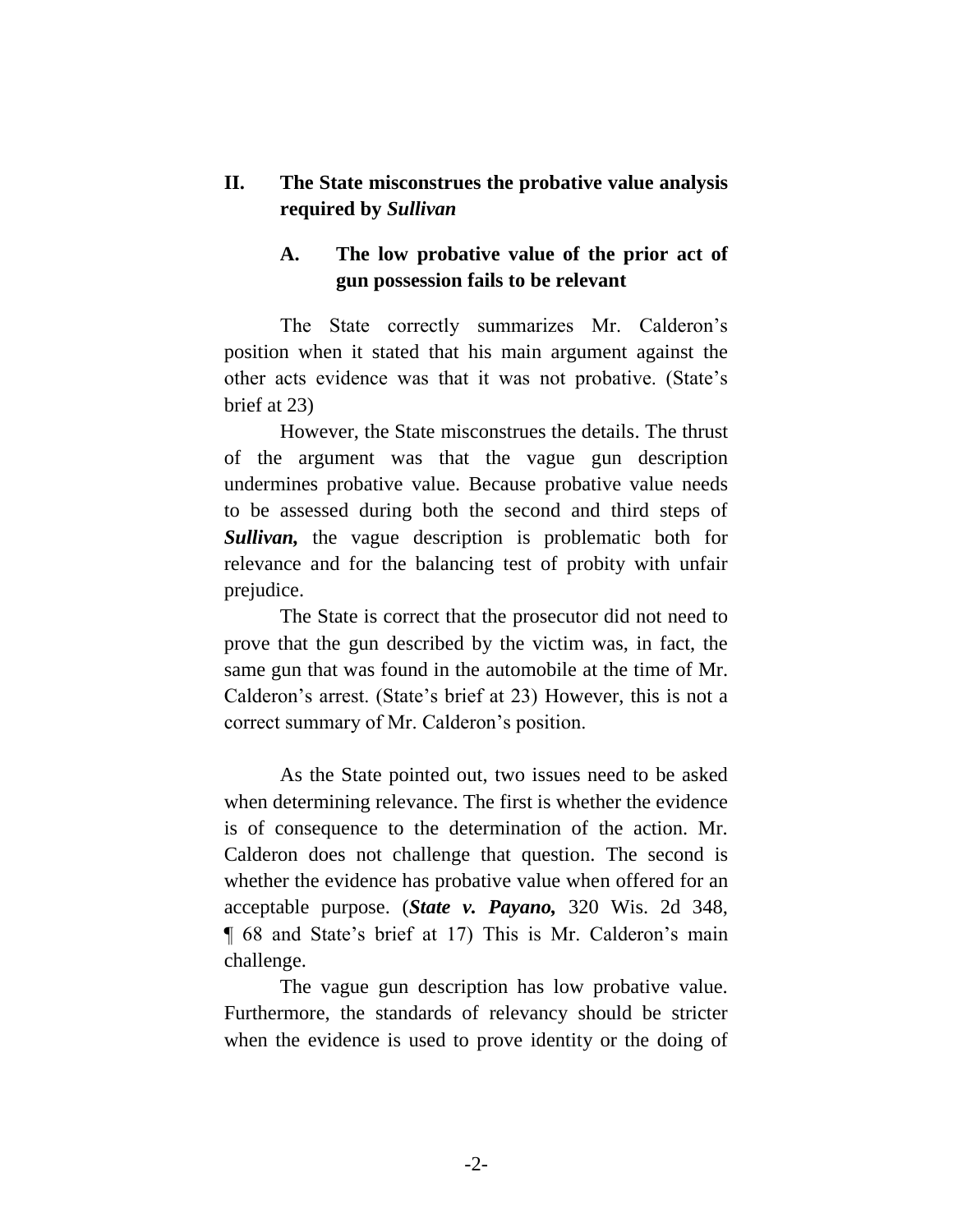## II. The State misconstrues the probative value analysis required by *Sullivan*

### A. The low probative value of the prior act of gun possession fails to be relevant

The State correctly summarizes Mr. Calderon's position when it stated that his main argument against the other acts evidence was that it was not probative. (State's brief at 23)

However, the State misconstrues the details. The thrust of the argument was that the vague gun description undermines probative value. Because probative value needs to be assessed during both the second and third steps of ***Sullivan,*** the vague description is problematic both for relevance and for the balancing test of probity with unfair prejudice.

The State is correct that the prosecutor did not need to prove that the gun described by the victim was, in fact, the same gun that was found in the automobile at the time of Mr. Calderon's arrest. (State's brief at 23) However, this is not a correct summary of Mr. Calderon's position.

As the State pointed out, two issues need to be asked when determining relevance. The first is whether the evidence is of consequence to the determination of the action. Mr. Calderon does not challenge that question. The second is whether the evidence has probative value when offered for an acceptable purpose. (***State v. Payano,*** 320 Wis. 2d 348, ¶ 68 and State's brief at 17) This is Mr. Calderon's main challenge.

The vague gun description has low probative value. Furthermore, the standards of relevancy should be stricter when the evidence is used to prove identity or the doing of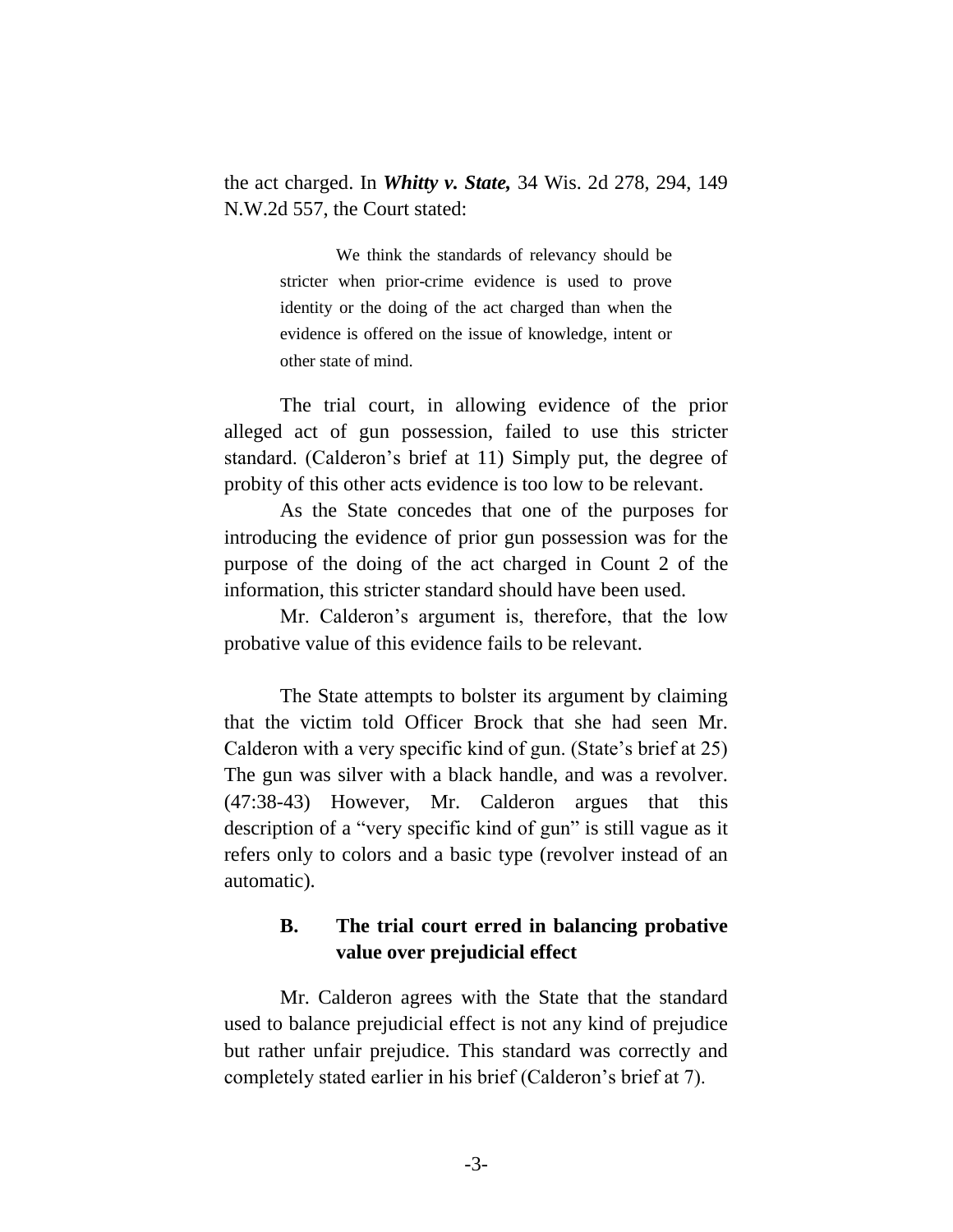the act charged. In ***Whitty v. State,*** 34 Wis. 2d 278, 294, 149 N.W.2d 557, the Court stated:

> We think the standards of relevancy should be stricter when prior-crime evidence is used to prove identity or the doing of the act charged than when the evidence is offered on the issue of knowledge, intent or other state of mind.

The trial court, in allowing evidence of the prior alleged act of gun possession, failed to use this stricter standard. (Calderon's brief at 11) Simply put, the degree of probity of this other acts evidence is too low to be relevant.

As the State concedes that one of the purposes for introducing the evidence of prior gun possession was for the purpose of the doing of the act charged in Count 2 of the information, this stricter standard should have been used.

Mr. Calderon's argument is, therefore, that the low probative value of this evidence fails to be relevant.

The State attempts to bolster its argument by claiming that the victim told Officer Brock that she had seen Mr. Calderon with a very specific kind of gun. (State's brief at 25) The gun was silver with a black handle, and was a revolver. (47:38-43) However, Mr. Calderon argues that this description of a "very specific kind of gun" is still vague as it refers only to colors and a basic type (revolver instead of an automatic).

### B. The trial court erred in balancing probative value over prejudicial effect

Mr. Calderon agrees with the State that the standard used to balance prejudicial effect is not any kind of prejudice but rather unfair prejudice. This standard was correctly and completely stated earlier in his brief (Calderon's brief at 7).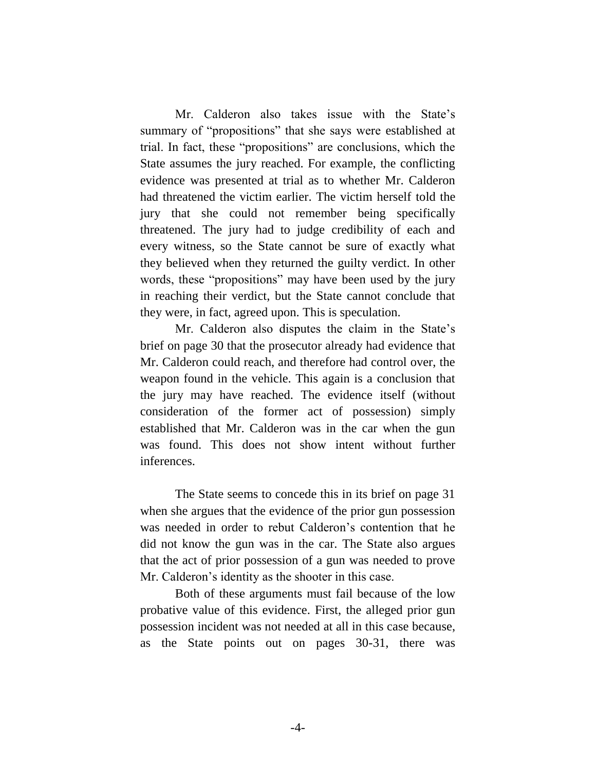Mr. Calderon also takes issue with the State's summary of "propositions" that she says were established at trial. In fact, these "propositions" are conclusions, which the State assumes the jury reached. For example, the conflicting evidence was presented at trial as to whether Mr. Calderon had threatened the victim earlier. The victim herself told the jury that she could not remember being specifically threatened. The jury had to judge credibility of each and every witness, so the State cannot be sure of exactly what they believed when they returned the guilty verdict. In other words, these "propositions" may have been used by the jury in reaching their verdict, but the State cannot conclude that they were, in fact, agreed upon. This is speculation.

Mr. Calderon also disputes the claim in the State's brief on page 30 that the prosecutor already had evidence that Mr. Calderon could reach, and therefore had control over, the weapon found in the vehicle. This again is a conclusion that the jury may have reached. The evidence itself (without consideration of the former act of possession) simply established that Mr. Calderon was in the car when the gun was found. This does not show intent without further inferences.

The State seems to concede this in its brief on page 31 when she argues that the evidence of the prior gun possession was needed in order to rebut Calderon's contention that he did not know the gun was in the car. The State also argues that the act of prior possession of a gun was needed to prove Mr. Calderon's identity as the shooter in this case.

Both of these arguments must fail because of the low probative value of this evidence. First, the alleged prior gun possession incident was not needed at all in this case because, as the State points out on pages 30-31, there was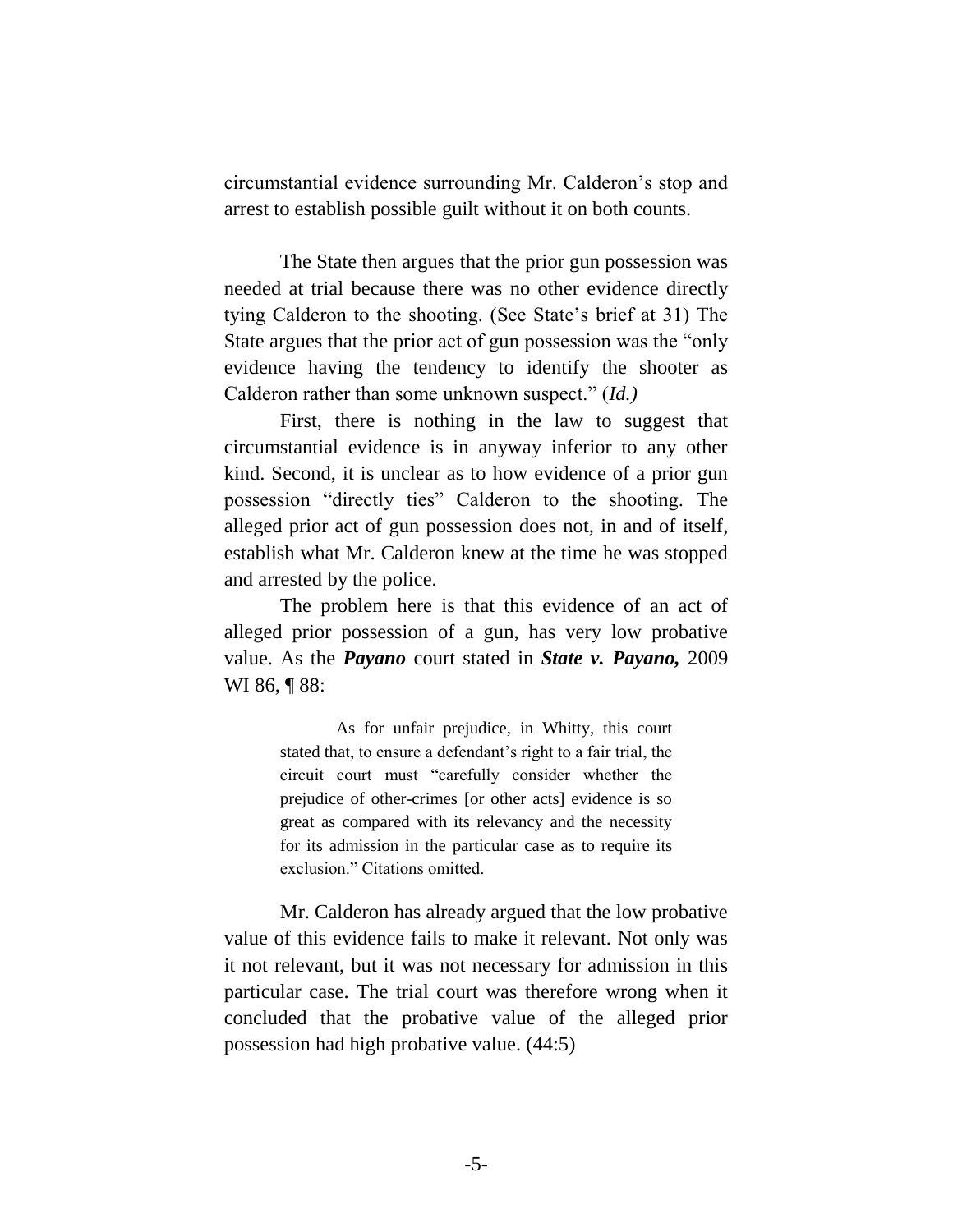circumstantial evidence surrounding Mr. Calderon's stop and arrest to establish possible guilt without it on both counts.

The State then argues that the prior gun possession was needed at trial because there was no other evidence directly tying Calderon to the shooting. (See State's brief at 31) The State argues that the prior act of gun possession was the "only evidence having the tendency to identify the shooter as Calderon rather than some unknown suspect." (*Id.)*

First, there is nothing in the law to suggest that circumstantial evidence is in anyway inferior to any other kind. Second, it is unclear as to how evidence of a prior gun possession "directly ties" Calderon to the shooting. The alleged prior act of gun possession does not, in and of itself, establish what Mr. Calderon knew at the time he was stopped and arrested by the police.

The problem here is that this evidence of an act of alleged prior possession of a gun, has very low probative value. As the ***Payano*** court stated in ***State v. Payano,*** 2009 WI 86, ¶ 88:

> As for unfair prejudice, in Whitty, this court stated that, to ensure a defendant's right to a fair trial, the circuit court must "carefully consider whether the prejudice of other-crimes [or other acts] evidence is so great as compared with its relevancy and the necessity for its admission in the particular case as to require its exclusion." Citations omitted.

Mr. Calderon has already argued that the low probative value of this evidence fails to make it relevant. Not only was it not relevant, but it was not necessary for admission in this particular case. The trial court was therefore wrong when it concluded that the probative value of the alleged prior possession had high probative value. (44:5)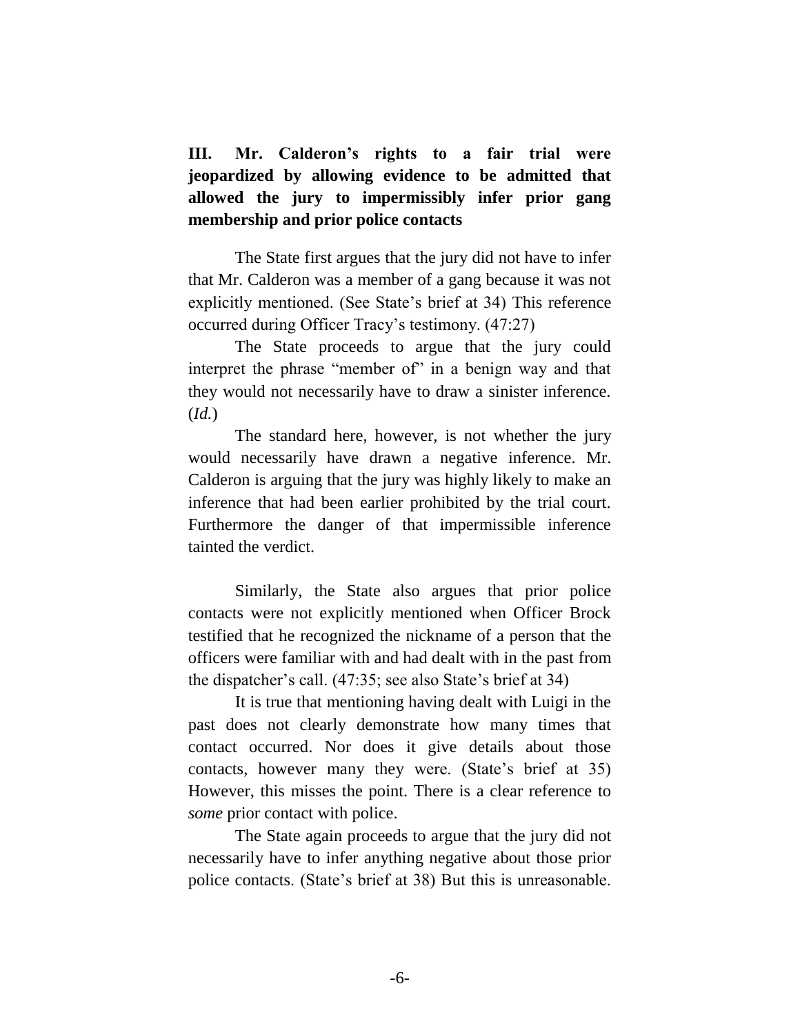**III. Mr. Calderon's rights to a fair trial were jeopardized by allowing evidence to be admitted that allowed the jury to impermissibly infer prior gang membership and prior police contacts**

The State first argues that the jury did not have to infer that Mr. Calderon was a member of a gang because it was not explicitly mentioned. (See State's brief at 34) This reference occurred during Officer Tracy's testimony. (47:27)

The State proceeds to argue that the jury could interpret the phrase "member of" in a benign way and that they would not necessarily have to draw a sinister inference. (*Id.*)

The standard here, however, is not whether the jury would necessarily have drawn a negative inference. Mr. Calderon is arguing that the jury was highly likely to make an inference that had been earlier prohibited by the trial court. Furthermore the danger of that impermissible inference tainted the verdict.

Similarly, the State also argues that prior police contacts were not explicitly mentioned when Officer Brock testified that he recognized the nickname of a person that the officers were familiar with and had dealt with in the past from the dispatcher's call. (47:35; see also State's brief at 34)

It is true that mentioning having dealt with Luigi in the past does not clearly demonstrate how many times that contact occurred. Nor does it give details about those contacts, however many they were. (State's brief at 35) However, this misses the point. There is a clear reference to *some* prior contact with police.

The State again proceeds to argue that the jury did not necessarily have to infer anything negative about those prior police contacts. (State's brief at 38) But this is unreasonable.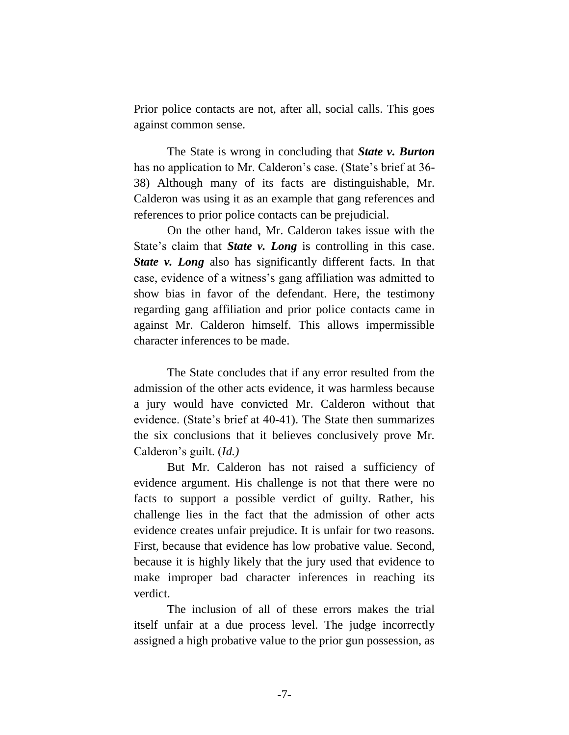Prior police contacts are not, after all, social calls. This goes against common sense.

The State is wrong in concluding that ***State v. Burton*** has no application to Mr. Calderon's case. (State's brief at 36-38) Although many of its facts are distinguishable, Mr. Calderon was using it as an example that gang references and references to prior police contacts can be prejudicial.

On the other hand, Mr. Calderon takes issue with the State's claim that ***State v. Long*** is controlling in this case. ***State v. Long*** also has significantly different facts. In that case, evidence of a witness's gang affiliation was admitted to show bias in favor of the defendant. Here, the testimony regarding gang affiliation and prior police contacts came in against Mr. Calderon himself. This allows impermissible character inferences to be made.

The State concludes that if any error resulted from the admission of the other acts evidence, it was harmless because a jury would have convicted Mr. Calderon without that evidence. (State's brief at 40-41). The State then summarizes the six conclusions that it believes conclusively prove Mr. Calderon's guilt. (*Id.)*

But Mr. Calderon has not raised a sufficiency of evidence argument. His challenge is not that there were no facts to support a possible verdict of guilty. Rather, his challenge lies in the fact that the admission of other acts evidence creates unfair prejudice. It is unfair for two reasons. First, because that evidence has low probative value. Second, because it is highly likely that the jury used that evidence to make improper bad character inferences in reaching its verdict.

The inclusion of all of these errors makes the trial itself unfair at a due process level. The judge incorrectly assigned a high probative value to the prior gun possession, as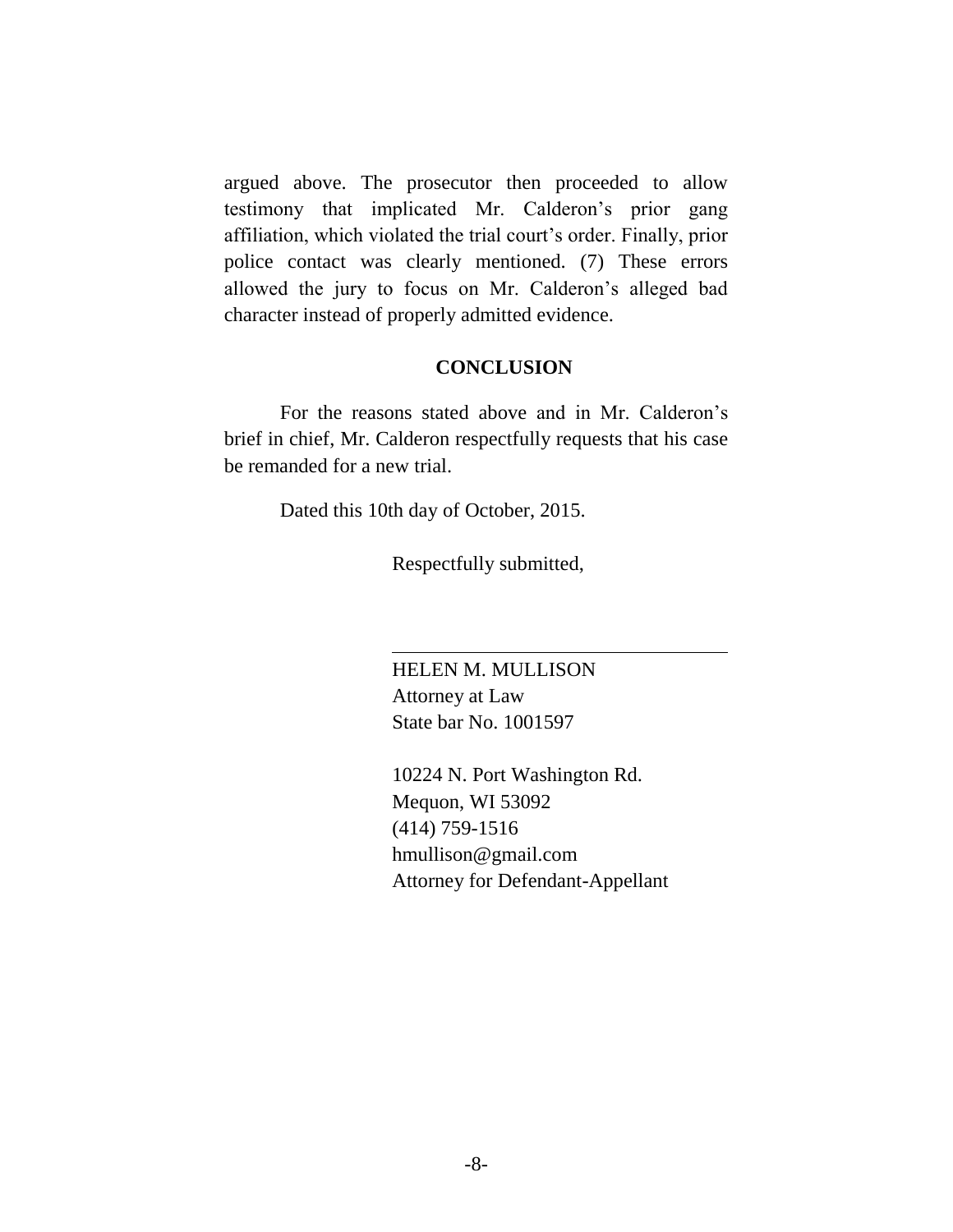argued above. The prosecutor then proceeded to allow testimony that implicated Mr. Calderon's prior gang affiliation, which violated the trial court's order. Finally, prior police contact was clearly mentioned. (7) These errors allowed the jury to focus on Mr. Calderon's alleged bad character instead of properly admitted evidence.

## CONCLUSION

For the reasons stated above and in Mr. Calderon's brief in chief, Mr. Calderon respectfully requests that his case be remanded for a new trial.

Dated this 10th day of October, 2015.

Respectfully submitted,

HELEN M. MULLISON
Attorney at Law
State bar No. 1001597

10224 N. Port Washington Rd.
Mequon, WI 53092
(414) 759-1516
hmullison@gmail.com
Attorney for Defendant-Appellant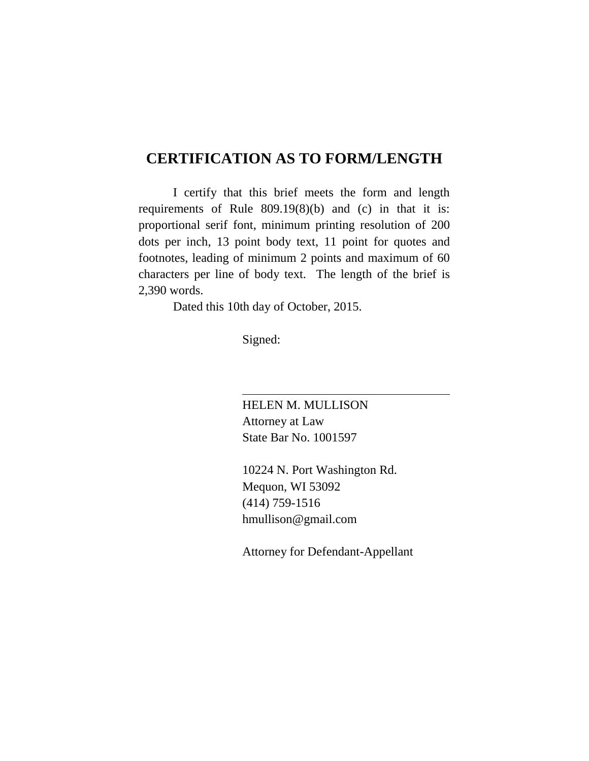## CERTIFICATION AS TO FORM/LENGTH

I certify that this brief meets the form and length requirements of Rule 809.19(8)(b) and (c) in that it is: proportional serif font, minimum printing resolution of 200 dots per inch, 13 point body text, 11 point for quotes and footnotes, leading of minimum 2 points and maximum of 60 characters per line of body text. The length of the brief is 2,390 words.

Dated this 10th day of October, 2015.

Signed:

\_\_\_\_\_\_\_\_\_\_\_\_\_\_\_\_\_\_\_\_\_\_\_\_\_\_\_\_\_\_\_\_

HELEN M. MULLISON  
Attorney at Law  
State Bar No. 1001597

10224 N. Port Washington Rd.  
Mequon, WI 53092  
(414) 759-1516  
hmullison@gmail.com

Attorney for Defendant-Appellant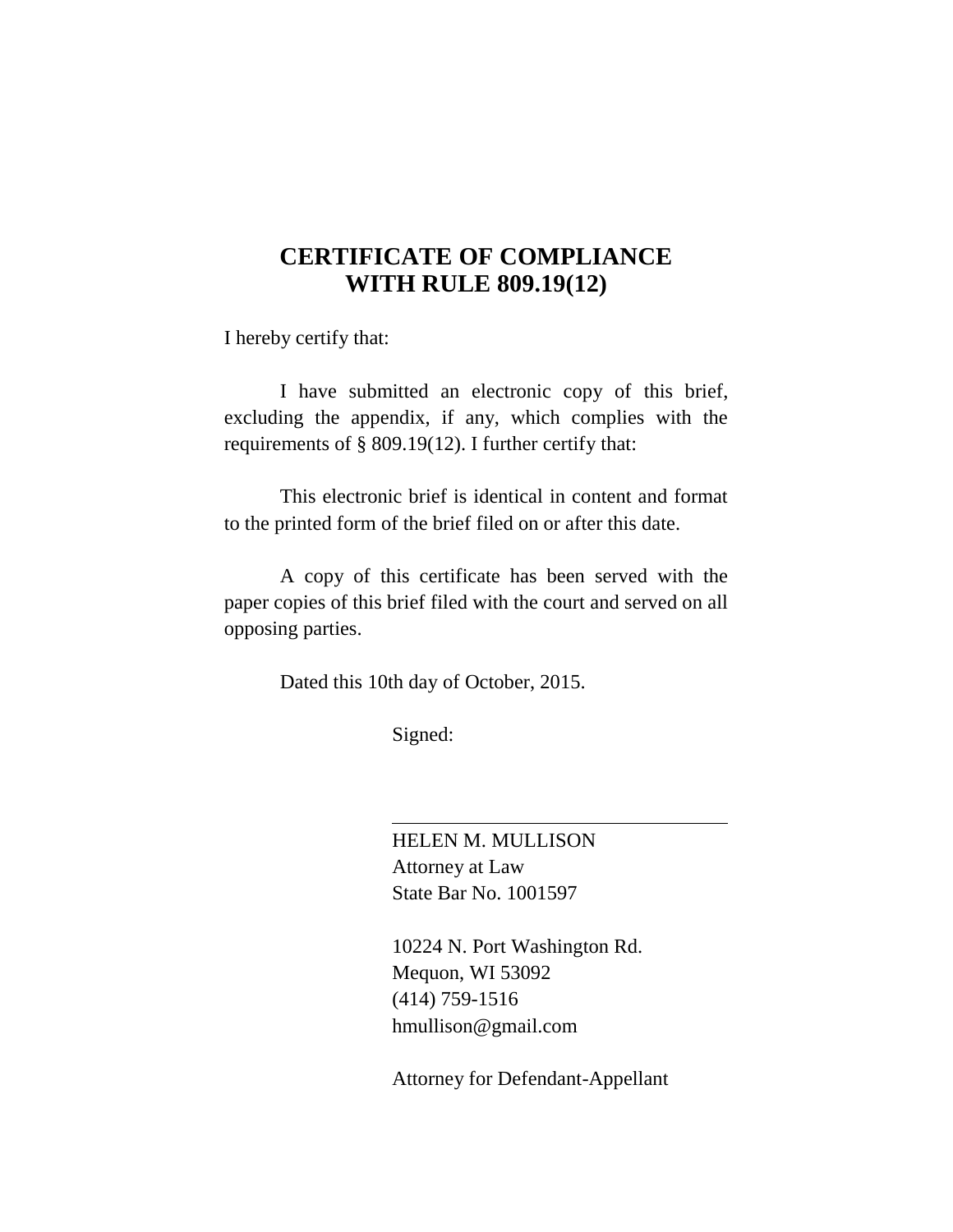# CERTIFICATE OF COMPLIANCE WITH RULE 809.19(12)

I hereby certify that:

I have submitted an electronic copy of this brief, excluding the appendix, if any, which complies with the requirements of § 809.19(12). I further certify that:

This electronic brief is identical in content and format to the printed form of the brief filed on or after this date.

A copy of this certificate has been served with the paper copies of this brief filed with the court and served on all opposing parties.

Dated this 10th day of October, 2015.

Signed:

\_\_\_\_\_\_\_\_\_\_\_\_\_\_\_\_\_\_\_\_\_\_\_\_\_\_\_\_\_\_\_\_

HELEN M. MULLISON  
Attorney at Law  
State Bar No. 1001597

10224 N. Port Washington Rd.  
Mequon, WI 53092  
(414) 759-1516  
hmullison@gmail.com

Attorney for Defendant-Appellant